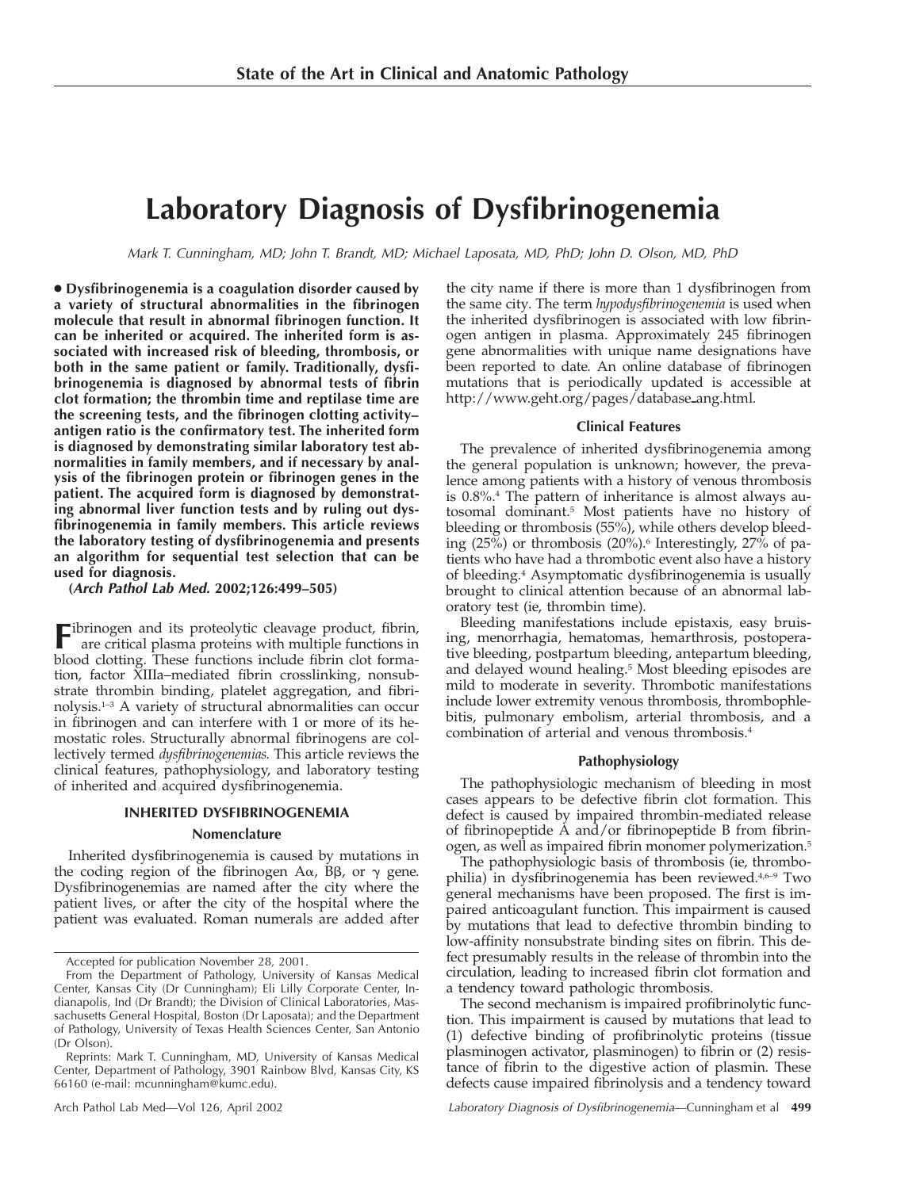# Laboratory Diagnosis of Dysfibrinogenemia

*Mark T. Cunningham, MD; John T. Brandt, MD; Michael Laposata, MD, PhD; John D. Olson, MD, PhD*

**• Dysfibrinogenemia is a coagulation disorder caused by a variety of structural abnormalities in the fibrinogen molecule that result in abnormal fibrinogen function. It can be inherited or acquired. The inherited form is associated with increased risk of bleeding, thrombosis, or both in the same patient or family. Traditionally, dysfibrinogenemia is diagnosed by abnormal tests of fibrin clot formation; the thrombin time and reptilase time are the screening tests, and the fibrinogen clotting activity–antigen ratio is the confirmatory test. The inherited form is diagnosed by demonstrating similar laboratory test abnormalities in family members, and if necessary by analysis of the fibrinogen protein or fibrinogen genes in the patient. The acquired form is diagnosed by demonstrating abnormal liver function tests and by ruling out dysfibrinogenemia in family members. This article reviews the laboratory testing of dysfibrinogenemia and presents an algorithm for sequential test selection that can be used for diagnosis.**

**(*Arch Pathol Lab Med.* 2002;126:499–505)**

Fibrinogen and its proteolytic cleavage product, fibrin, are critical plasma proteins with multiple functions in blood clotting. These functions include fibrin clot formation, factor XIIIa–mediated fibrin crosslinking, nonsubstrate thrombin binding, platelet aggregation, and fibrinolysis.[1–3] A variety of structural abnormalities can occur in fibrinogen and can interfere with 1 or more of its hemostatic roles. Structurally abnormal fibrinogens are collectively termed *dysfibrinogenemias.* This article reviews the clinical features, pathophysiology, and laboratory testing of inherited and acquired dysfibrinogenemia.

## INHERITED DYSFIBRINOGENEMIA

### Nomenclature

Inherited dysfibrinogenemia is caused by mutations in the coding region of the fibrinogen $A\alpha$, $B\beta$, or $\gamma$ gene. Dysfibrinogenemias are named after the city where the patient lives, or after the city of the hospital where the patient was evaluated. Roman numerals are added after the city name if there is more than 1 dysfibrinogen from the same city. The term *hypodysfibrinogenemia* is used when the inherited dysfibrinogen is associated with low fibrinogen antigen in plasma. Approximately 245 fibrinogen gene abnormalities with unique name designations have been reported to date. An online database of fibrinogen mutations that is periodically updated is accessible at http://www.geht.org/pages/database_ang.html.

### Clinical Features

The prevalence of inherited dysfibrinogenemia among the general population is unknown; however, the prevalence among patients with a history of venous thrombosis is 0.8%.[4] The pattern of inheritance is almost always autosomal dominant.[5] Most patients have no history of bleeding or thrombosis (55%), while others develop bleeding (25%) or thrombosis (20%).[6] Interestingly, 27% of patients who have had a thrombotic event also have a history of bleeding.[4] Asymptomatic dysfibrinogenemia is usually brought to clinical attention because of an abnormal laboratory test (ie, thrombin time).

Bleeding manifestations include epistaxis, easy bruising, menorrhagia, hematomas, hemarthrosis, postoperative bleeding, postpartum bleeding, antepartum bleeding, and delayed wound healing.[5] Most bleeding episodes are mild to moderate in severity. Thrombotic manifestations include lower extremity venous thrombosis, thrombophlebitis, pulmonary embolism, arterial thrombosis, and a combination of arterial and venous thrombosis.[4]

### Pathophysiology

The pathophysiologic mechanism of bleeding in most cases appears to be defective fibrin clot formation. This defect is caused by impaired thrombin-mediated release of fibrinopeptide A and/or fibrinopeptide B from fibrinogen, as well as impaired fibrin monomer polymerization.[5]

The pathophysiologic basis of thrombosis (ie, thrombophilia) in dysfibrinogenemia has been reviewed.[4,6–9] Two general mechanisms have been proposed. The first is impaired anticoagulant function. This impairment is caused by mutations that lead to defective thrombin binding to low-affinity nonsubstrate binding sites on fibrin. This defect presumably results in the release of thrombin into the circulation, leading to increased fibrin clot formation and a tendency toward pathologic thrombosis.

The second mechanism is impaired profibrinolytic function. This impairment is caused by mutations that lead to (1) defective binding of profibrinolytic proteins (tissue plasminogen activator, plasminogen) to fibrin or (2) resistance of fibrin to the digestive action of plasmin. These defects cause impaired fibrinolysis and a tendency toward

---

Accepted for publication November 28, 2001.

From the Department of Pathology, University of Kansas Medical Center, Kansas City (Dr Cunningham); Eli Lilly Corporate Center, Indianapolis, Ind (Dr Brandt); the Division of Clinical Laboratories, Massachusetts General Hospital, Boston (Dr Laposata); and the Department of Pathology, University of Texas Health Sciences Center, San Antonio (Dr Olson).

Reprints: Mark T. Cunningham, MD, University of Kansas Medical Center, Department of Pathology, 3901 Rainbow Blvd, Kansas City, KS 66160 (e-mail: mcunningham@kumc.edu).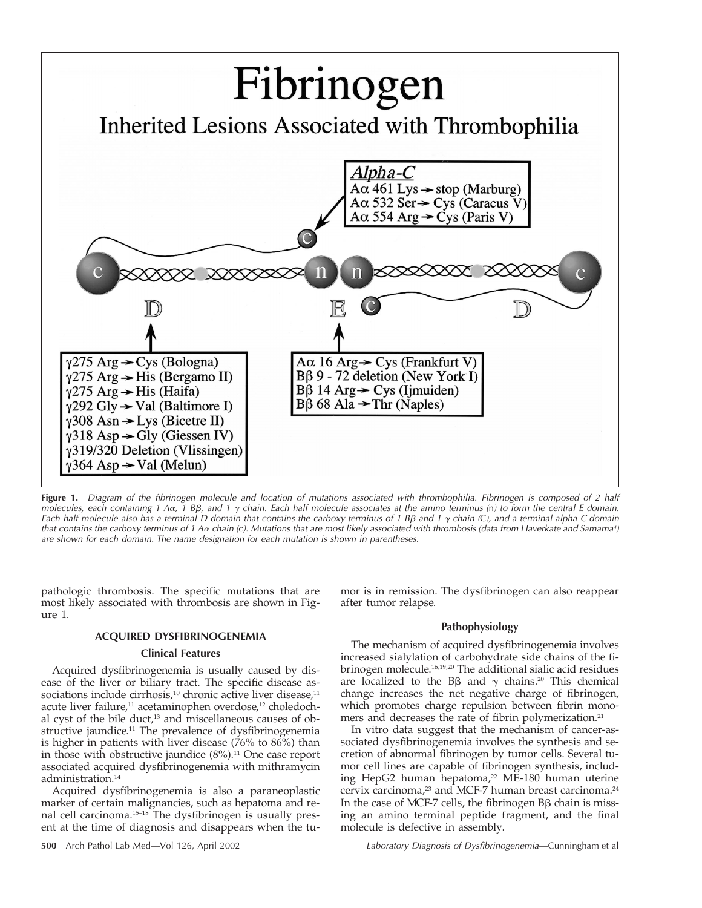**Figure 1.** *Diagram of the fibrinogen molecule and location of mutations associated with thrombophilia. Fibrinogen is composed of 2 half molecules, each containing 1 Aα, 1 Bβ, and 1 γ chain. Each half molecule associates at the amino terminus (n) to form the central E domain. Each half molecule also has a terminal D domain that contains the carboxy terminus of 1 Bβ and 1 γ chain (C), and a terminal alpha-C domain that contains the carboxy terminus of 1 Aα chain (c). Mutations that are most likely associated with thrombosis (data from Haverkate and Samama[4]) are shown for each domain. The name designation for each mutation is shown in parentheses.*

pathologic thrombosis. The specific mutations that are most likely associated with thrombosis are shown in Figure 1.

## ACQUIRED DYSFIBRINOGENEMIA

### Clinical Features

Acquired dysfibrinogenemia is usually caused by disease of the liver or biliary tract. The specific disease associations include cirrhosis,[10] chronic active liver disease,[11] acute liver failure,[11] acetaminophen overdose,[12] choledochal cyst of the bile duct,[13] and miscellaneous causes of obstructive jaundice.[11] The prevalence of dysfibrinogenemia is higher in patients with liver disease (76% to 86%) than in those with obstructive jaundice (8%).[11] One case report associated acquired dysfibrinogenemia with mithramycin administration.[14]

Acquired dysfibrinogenemia is also a paraneoplastic marker of certain malignancies, such as hepatoma and renal cell carcinoma.[15–18] The dysfibrinogen is usually present at the time of diagnosis and disappears when the tumor is in remission. The dysfibrinogen can also reappear after tumor relapse.

### Pathophysiology

The mechanism of acquired dysfibrinogenemia involves increased sialylation of carbohydrate side chains of the fibrinogen molecule.[16,19,20] The additional sialic acid residues are localized to the Bβ and γ chains.[20] This chemical change increases the net negative charge of fibrinogen, which promotes charge repulsion between fibrin monomers and decreases the rate of fibrin polymerization.[21]

In vitro data suggest that the mechanism of cancer-associated dysfibrinogenemia involves the synthesis and secretion of abnormal fibrinogen by tumor cells. Several tumor cell lines are capable of fibrinogen synthesis, including HepG2 human hepatoma,[22] ME-180 human uterine cervix carcinoma,[23] and MCF-7 human breast carcinoma.[24] In the case of MCF-7 cells, the fibrinogen Bβ chain is missing an amino terminal peptide fragment, and the final molecule is defective in assembly.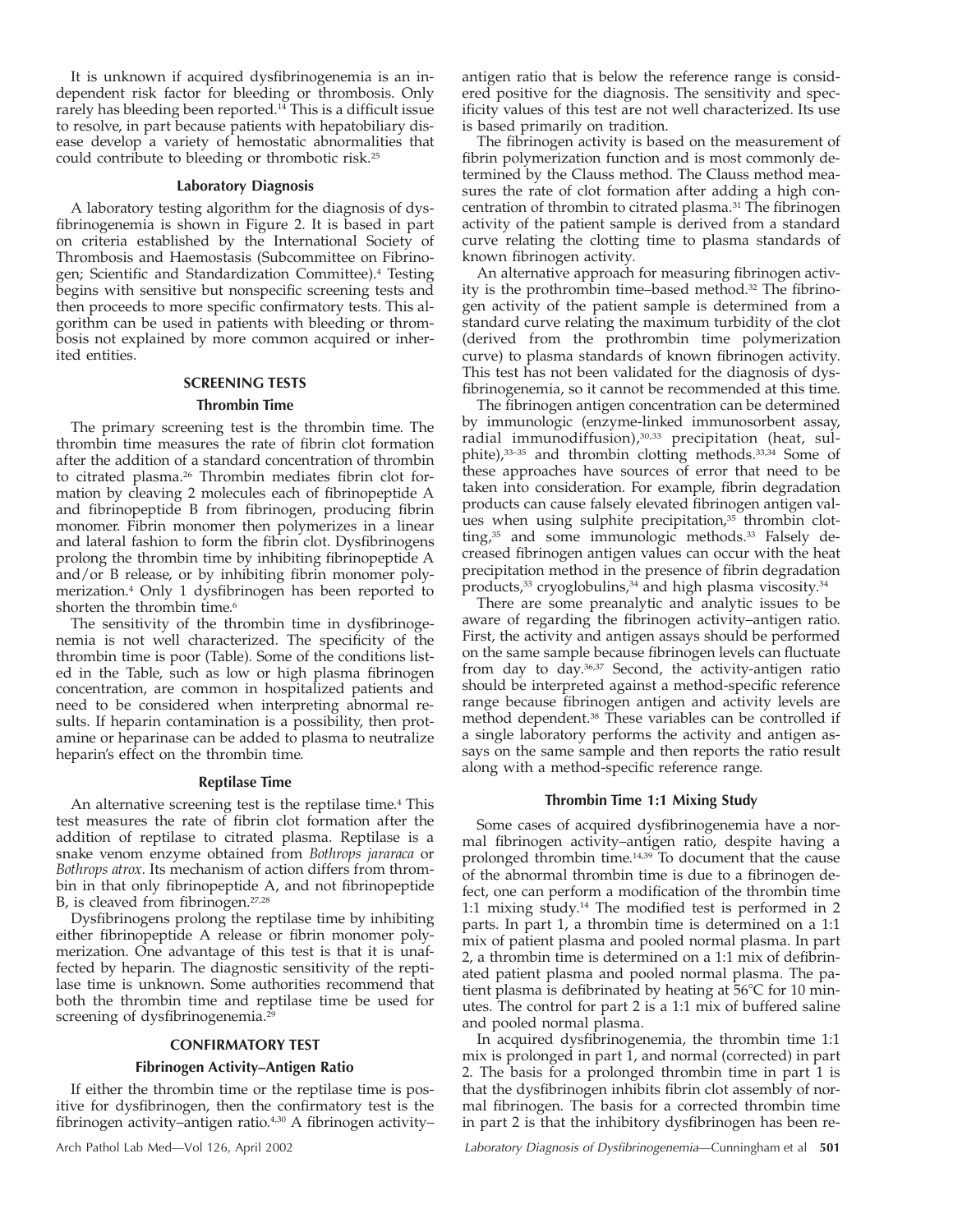It is unknown if acquired dysfibrinogenemia is an independent risk factor for bleeding or thrombosis. Only rarely has bleeding been reported.[14] This is a difficult issue to resolve, in part because patients with hepatobiliary disease develop a variety of hemostatic abnormalities that could contribute to bleeding or thrombotic risk.[25]

### Laboratory Diagnosis

A laboratory testing algorithm for the diagnosis of dysfibrinogenemia is shown in Figure 2. It is based in part on criteria established by the International Society of Thrombosis and Haemostasis (Subcommittee on Fibrinogen; Scientific and Standardization Committee).[4] Testing begins with sensitive but nonspecific screening tests and then proceeds to more specific confirmatory tests. This algorithm can be used in patients with bleeding or thrombosis not explained by more common acquired or inherited entities.

## SCREENING TESTS

### Thrombin Time

The primary screening test is the thrombin time. The thrombin time measures the rate of fibrin clot formation after the addition of a standard concentration of thrombin to citrated plasma.[26] Thrombin mediates fibrin clot formation by cleaving 2 molecules each of fibrinopeptide A and fibrinopeptide B from fibrinogen, producing fibrin monomer. Fibrin monomer then polymerizes in a linear and lateral fashion to form the fibrin clot. Dysfibrinogens prolong the thrombin time by inhibiting fibrinopeptide A and/or B release, or by inhibiting fibrin monomer polymerization.[4] Only 1 dysfibrinogen has been reported to shorten the thrombin time.[6]

The sensitivity of the thrombin time in dysfibrinogenemia is not well characterized. The specificity of the thrombin time is poor (Table). Some of the conditions listed in the Table, such as low or high plasma fibrinogen concentration, are common in hospitalized patients and need to be considered when interpreting abnormal results. If heparin contamination is a possibility, then protamine or heparinase can be added to plasma to neutralize heparin's effect on the thrombin time.

### Reptilase Time

An alternative screening test is the reptilase time.[4] This test measures the rate of fibrin clot formation after the addition of reptilase to citrated plasma. Reptilase is a snake venom enzyme obtained from *Bothrops jararaca* or *Bothrops atrox*. Its mechanism of action differs from thrombin in that only fibrinopeptide A, and not fibrinopeptide B, is cleaved from fibrinogen.[27,28]

Dysfibrinogens prolong the reptilase time by inhibiting either fibrinopeptide A release or fibrin monomer polymerization. One advantage of this test is that it is unaffected by heparin. The diagnostic sensitivity of the reptilase time is unknown. Some authorities recommend that both the thrombin time and reptilase time be used for screening of dysfibrinogenemia.[29]

## CONFIRMATORY TEST

### Fibrinogen Activity–Antigen Ratio

If either the thrombin time or the reptilase time is positive for dysfibrinogen, then the confirmatory test is the fibrinogen activity–antigen ratio.[4,30] A fibrinogen activity–antigen ratio that is below the reference range is considered positive for the diagnosis. The sensitivity and specificity values of this test are not well characterized. Its use is based primarily on tradition.

The fibrinogen activity is based on the measurement of fibrin polymerization function and is most commonly determined by the Clauss method. The Clauss method measures the rate of clot formation after adding a high concentration of thrombin to citrated plasma.[31] The fibrinogen activity of the patient sample is derived from a standard curve relating the clotting time to plasma standards of known fibrinogen activity.

An alternative approach for measuring fibrinogen activity is the prothrombin time–based method.[32] The fibrinogen activity of the patient sample is determined from a standard curve relating the maximum turbidity of the clot (derived from the prothrombin time polymerization curve) to plasma standards of known fibrinogen activity. This test has not been validated for the diagnosis of dysfibrinogenemia, so it cannot be recommended at this time.

The fibrinogen antigen concentration can be determined by immunologic (enzyme-linked immunosorbent assay, radial immunodiffusion),[30,33] precipitation (heat, sulphite),[33–35] and thrombin clotting methods.[33,34] Some of these approaches have sources of error that need to be taken into consideration. For example, fibrin degradation products can cause falsely elevated fibrinogen antigen values when using sulphite precipitation,[35] thrombin clotting,[35] and some immunologic methods.[33] Falsely decreased fibrinogen antigen values can occur with the heat precipitation method in the presence of fibrin degradation products,[33] cryoglobulins,[34] and high plasma viscosity.[34]

There are some preanalytic and analytic issues to be aware of regarding the fibrinogen activity–antigen ratio. First, the activity and antigen assays should be performed on the same sample because fibrinogen levels can fluctuate from day to day.[36,37] Second, the activity-antigen ratio should be interpreted against a method-specific reference range because fibrinogen antigen and activity levels are method dependent.[38] These variables can be controlled if a single laboratory performs the activity and antigen assays on the same sample and then reports the ratio result along with a method-specific reference range.

### Thrombin Time 1:1 Mixing Study

Some cases of acquired dysfibrinogenemia have a normal fibrinogen activity–antigen ratio, despite having a prolonged thrombin time.[14,39] To document that the cause of the abnormal thrombin time is due to a fibrinogen defect, one can perform a modification of the thrombin time 1:1 mixing study.[14] The modified test is performed in 2 parts. In part 1, a thrombin time is determined on a 1:1 mix of patient plasma and pooled normal plasma. In part 2, a thrombin time is determined on a 1:1 mix of defibrinated patient plasma and pooled normal plasma. The patient plasma is defibrinated by heating at 56°C for 10 minutes. The control for part 2 is a 1:1 mix of buffered saline and pooled normal plasma.

In acquired dysfibrinogenemia, the thrombin time 1:1 mix is prolonged in part 1, and normal (corrected) in part 2. The basis for a prolonged thrombin time in part 1 is that the dysfibrinogen inhibits fibrin clot assembly of normal fibrinogen. The basis for a corrected thrombin time in part 2 is that the inhibitory dysfibrinogen has been re-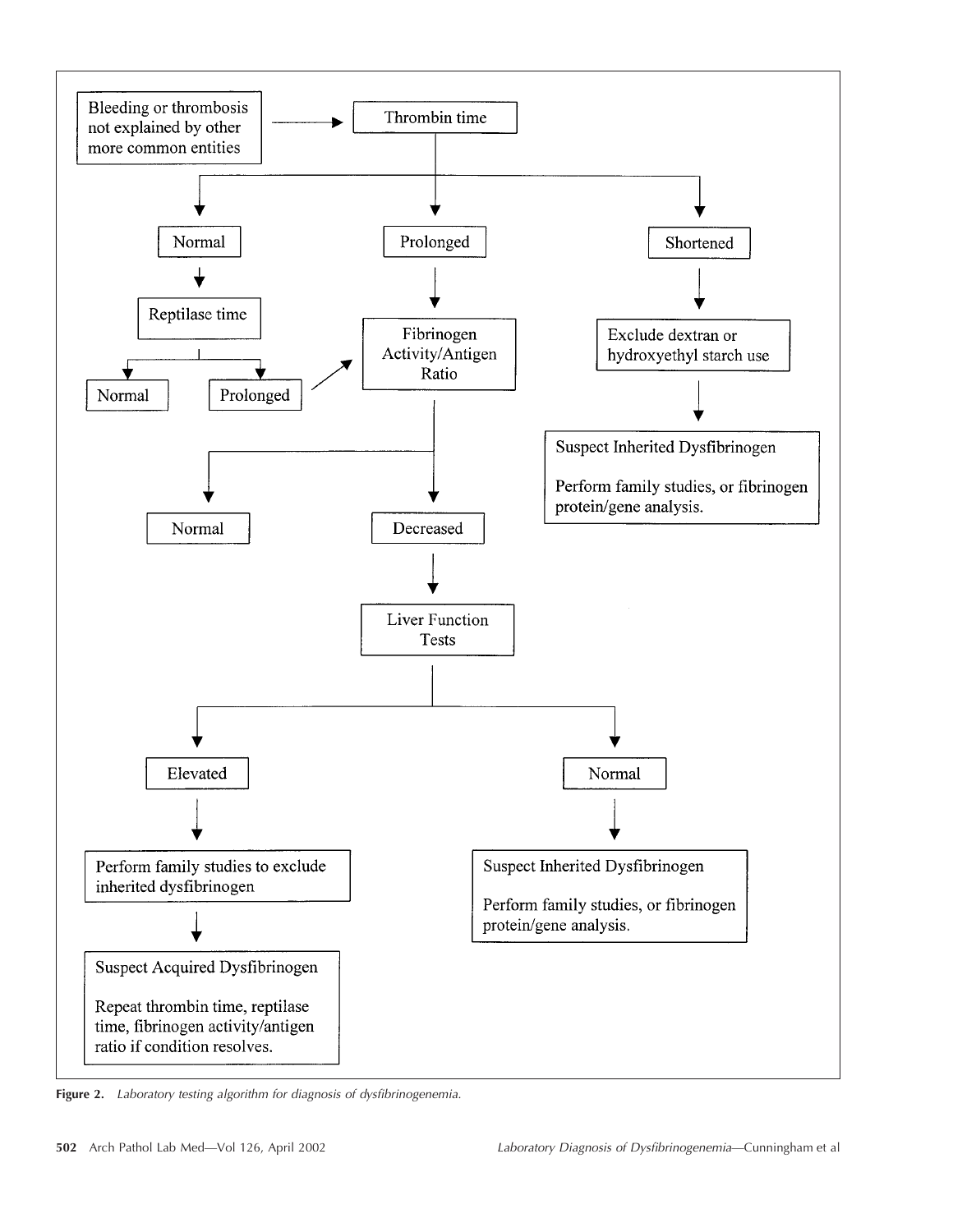Bleeding or thrombosis not explained by other more common entities → Thrombin time

Thrombin time:

- **Normal** → Reptilase time
  - Normal
  - Prolonged → Fibrinogen Activity/Antigen Ratio
- **Prolonged** → Fibrinogen Activity/Antigen Ratio
  - Normal
  - Decreased → Liver Function Tests
    - Elevated → Perform family studies to exclude inherited dysfibrinogen → Suspect Acquired Dysfibrinogen. Repeat thrombin time, reptilase time, fibrinogen activity/antigen ratio if condition resolves.
    - Normal → Suspect Inherited Dysfibrinogen. Perform family studies, or fibrinogen protein/gene analysis.
- **Shortened** → Exclude dextran or hydroxyethyl starch use → Suspect Inherited Dysfibrinogen. Perform family studies, or fibrinogen protein/gene analysis.

**Figure 2.** *Laboratory testing algorithm for diagnosis of dysfibrinogenemia.*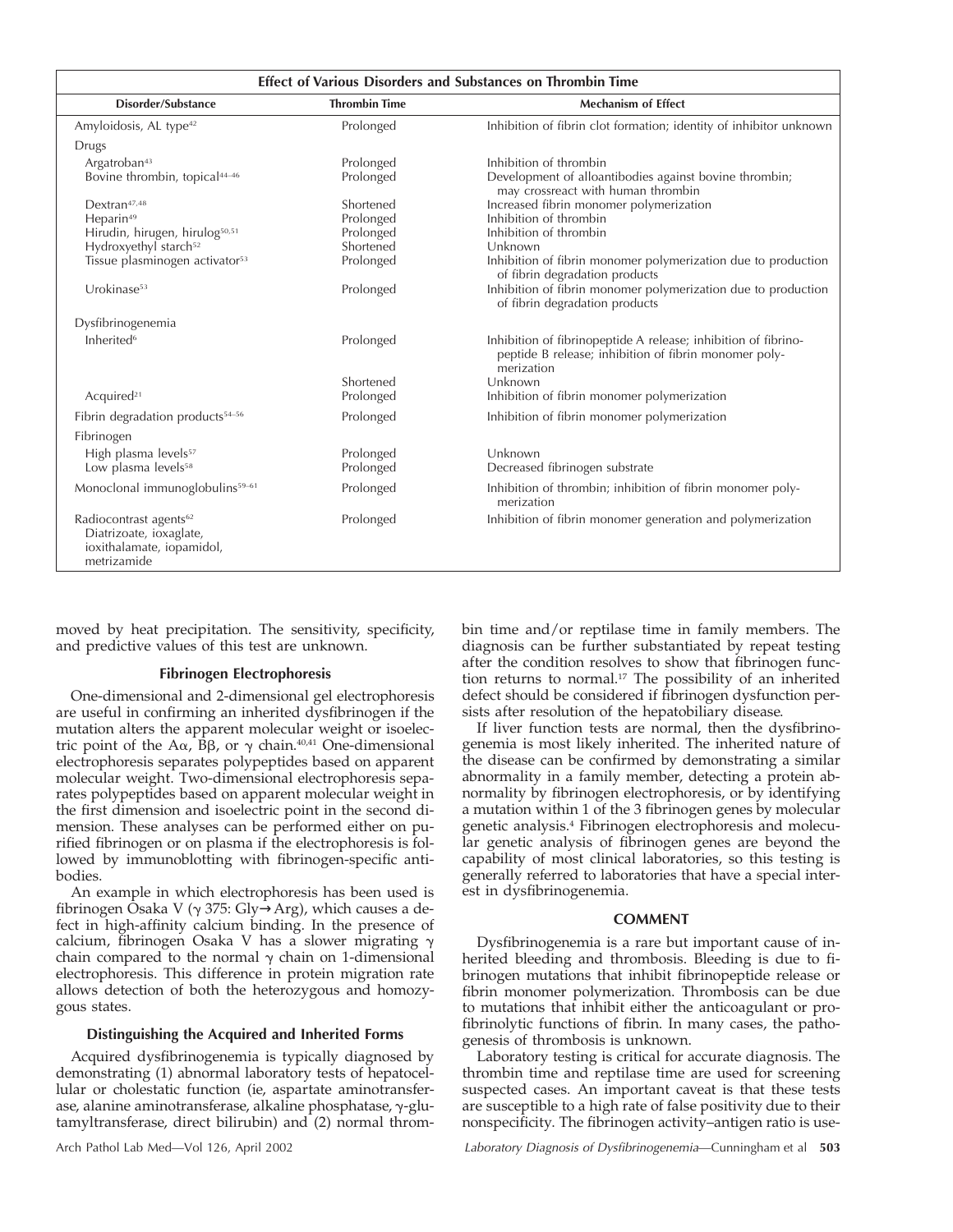| Effect of Various Disorders and Substances on Thrombin Time | | |
|---|---|---|
| **Disorder/Substance** | **Thrombin Time** | **Mechanism of Effect** |
| Amyloidosis, AL type[42] | Prolonged | Inhibition of fibrin clot formation; identity of inhibitor unknown |
| Drugs | | |
| Argatroban[43] | Prolonged | Inhibition of thrombin |
| Bovine thrombin, topical[44–46] | Prolonged | Development of alloantibodies against bovine thrombin; may crossreact with human thrombin |
| Dextran[47,48] | Shortened | Increased fibrin monomer polymerization |
| Heparin[49] | Prolonged | Inhibition of thrombin |
| Hirudin, hirugen, hirulog[50,51] | Prolonged | Inhibition of thrombin |
| Hydroxyethyl starch[52] | Shortened | Unknown |
| Tissue plasminogen activator[53] | Prolonged | Inhibition of fibrin monomer polymerization due to production of fibrin degradation products |
| Urokinase[53] | Prolonged | Inhibition of fibrin monomer polymerization due to production of fibrin degradation products |
| Dysfibrinogenemia | | |
| Inherited[6] | Prolonged | Inhibition of fibrinopeptide A release; inhibition of fibrinopeptide B release; inhibition of fibrin monomer polymerization |
| | Shortened | Unknown |
| Acquired[21] | Prolonged | Inhibition of fibrin monomer polymerization |
| Fibrin degradation products[54–56] | Prolonged | Inhibition of fibrin monomer polymerization |
| Fibrinogen | | |
| High plasma levels[57] | Prolonged | Unknown |
| Low plasma levels[58] | Prolonged | Decreased fibrinogen substrate |
| Monoclonal immunoglobulins[59–61] | Prolonged | Inhibition of thrombin; inhibition of fibrin monomer polymerization |
| Radiocontrast agents[62] Diatrizoate, ioxaglate, ioxithalamate, iopamidol, metrizamide | Prolonged | Inhibition of fibrin monomer generation and polymerization |

moved by heat precipitation. The sensitivity, specificity, and predictive values of this test are unknown.

### Fibrinogen Electrophoresis

One-dimensional and 2-dimensional gel electrophoresis are useful in confirming an inherited dysfibrinogen if the mutation alters the apparent molecular weight or isoelectric point of the Aα, Bβ, or γ chain.[40,41] One-dimensional electrophoresis separates polypeptides based on apparent molecular weight. Two-dimensional electrophoresis separates polypeptides based on apparent molecular weight in the first dimension and isoelectric point in the second dimension. These analyses can be performed either on purified fibrinogen or on plasma if the electrophoresis is followed by immunoblotting with fibrinogen-specific antibodies.

An example in which electrophoresis has been used is fibrinogen Osaka V (γ 375: Gly→Arg), which causes a defect in high-affinity calcium binding. In the presence of calcium, fibrinogen Osaka V has a slower migrating γ chain compared to the normal γ chain on 1-dimensional electrophoresis. This difference in protein migration rate allows detection of both the heterozygous and homozygous states.

### Distinguishing the Acquired and Inherited Forms

Acquired dysfibrinogenemia is typically diagnosed by demonstrating (1) abnormal laboratory tests of hepatocellular or cholestatic function (ie, aspartate aminotransferase, alanine aminotransferase, alkaline phosphatase, γ-glutamyltransferase, direct bilirubin) and (2) normal thrombin time and/or reptilase time in family members. The diagnosis can be further substantiated by repeat testing after the condition resolves to show that fibrinogen function returns to normal.[17] The possibility of an inherited defect should be considered if fibrinogen dysfunction persists after resolution of the hepatobiliary disease.

If liver function tests are normal, then the dysfibrinogenemia is most likely inherited. The inherited nature of the disease can be confirmed by demonstrating a similar abnormality in a family member, detecting a protein abnormality by fibrinogen electrophoresis, or by identifying a mutation within 1 of the 3 fibrinogen genes by molecular genetic analysis.[4] Fibrinogen electrophoresis and molecular genetic analysis of fibrinogen genes are beyond the capability of most clinical laboratories, so this testing is generally referred to laboratories that have a special interest in dysfibrinogenemia.

## COMMENT

Dysfibrinogenemia is a rare but important cause of inherited bleeding and thrombosis. Bleeding is due to fibrinogen mutations that inhibit fibrinopeptide release or fibrin monomer polymerization. Thrombosis can be due to mutations that inhibit either the anticoagulant or profibrinolytic functions of fibrin. In many cases, the pathogenesis of thrombosis is unknown.

Laboratory testing is critical for accurate diagnosis. The thrombin time and reptilase time are used for screening suspected cases. An important caveat is that these tests are susceptible to a high rate of false positivity due to their nonspecificity. The fibrinogen activity–antigen ratio is use-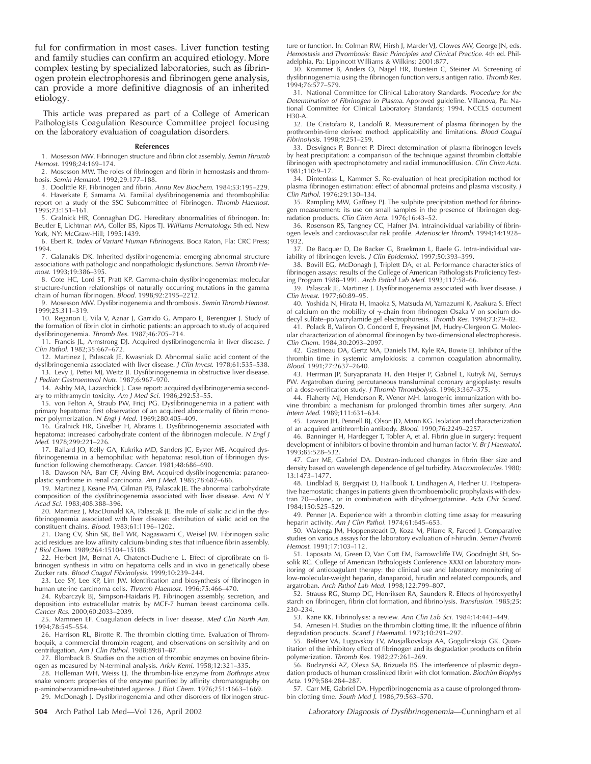ful for confirmation in most cases. Liver function testing and family studies can confirm an acquired etiology. More complex testing by specialized laboratories, such as fibrinogen protein electrophoresis and fibrinogen gene analysis, can provide a more definitive diagnosis of an inherited etiology.

This article was prepared as part of a College of American Pathologists Coagulation Resource Committee project focusing on the laboratory evaluation of coagulation disorders.

## References

1. Mosesson MW. Fibrinogen structure and fibrin clot assembly. *Semin Thromb Hemost.* 1998;24:169–174.
2. Mosesson MW. The roles of fibrinogen and fibrin in hemostasis and thrombosis. *Semin Hematol.* 1992;29:177–188.
3. Doolittle RF. Fibrinogen and fibrin. *Annu Rev Biochem.* 1984;53:195–229.
4. Haverkate F, Samama M. Familial dysfibrinogenemia and thrombophilia: report on a study of the SSC Subcommittee of Fibrinogen. *Thromb Haemost.* 1995;73:151–161.
5. Gralnick HR, Connaghan DG. Hereditary abnormalities of fibrinogen. In: Beutler E, Lichtman MA, Coller BS, Kipps TJ. *Williams Hematology.* 5th ed. New York, NY: McGraw-Hill; 1995:1439.
6. Ebert R. *Index of Variant Human Fibrinogens.* Boca Raton, Fla: CRC Press; 1994.
7. Galanakis DK. Inherited dysfibrinogenemia: emerging abnormal structure associations with pathologic and nonpathologic dysfunctions. *Semin Thromb Hemost.* 1993;19:386–395.
8. Cote HC, Lord ST, Pratt KP. Gamma-chain dysfibrinogenemias: molecular structure-function relationships of naturally occurring mutations in the gamma chain of human fibrinogen. *Blood.* 1998;92:2195–2212.
9. Mosesson MW. Dysfibrinogenemia and thrombosis. *Semin Thromb Hemost.* 1999;25:311–319.
10. Reganon E, Vila V, Aznar J, Garrido G, Amparo E, Berenguer J. Study of the formation of fibrin clot in cirrhotic patients: an approach to study of acquired dysfibrinogenemia. *Thromb Res.* 1987;46:705–714.
11. Francis JL, Armstrong DJ. Acquired dysfibrinogenaemia in liver disease. *J Clin Pathol.* 1982;35:667–672.
12. Martinez J, Palascak JE, Kwasniak D. Abnormal sialic acid content of the dysfibrinogenemia associated with liver disease. *J Clin Invest.* 1978;61:535–538.
13. Levy J, Pettei MJ, Weitz JI. Dysfibrinogenemia in obstructive liver disease. *J Pediatr Gastroenterol Nutr.* 1987;6:967–970.
14. Ashby MA, Lazarchick J. Case report: acquired dysfibrinogenemia secondary to mithramycin toxicity. *Am J Med Sci.* 1986;292:53–55.
15. von Felton A, Straub PW, Fricj PG. Dysfibrinogenemia in a patient with primary hepatoma: first observation of an acquired abnormality of fibrin monomer polymerization. *N Engl J Med.* 1969;280:405–409.
16. Gralnick HR, Givelber H, Abrams E. Dysfibrinogenemia associated with hepatoma: increased carbohydrate content of the fibrinogen molecule. *N Engl J Med.* 1978;299:221–226.
17. Ballard JO, Kelly GA, Kukrika MD, Sanders JC, Eyster ME. Acquired dysfibrinogenemia in a hemophiliac with hepatoma: resolution of fibrinogen dysfunction following chemotherapy. *Cancer.* 1981;48:686–690.
18. Dawson NA, Barr CF, Alving BM. Acquired dysfibrinogenemia: paraneoplastic syndrome in renal carcinoma. *Am J Med.* 1985;78:682–686.
19. Martinez J, Keane PM, Gilman PB, Palascak JE. The abnormal carbohydrate composition of the dysfibrinogenemia associated with liver disease. *Ann N Y Acad Sci.* 1983;408:388–396.
20. Martinez J, MacDonald KA, Palascak JE. The role of sialic acid in the dysfibrinogenemia associated with liver disease: distribution of sialic acid on the constituent chains. *Blood.* 1983;61:1196–1202.
21. Dang CV, Shin SK, Bell WR, Nagaswami C, Weisel JW. Fibrinogen sialic acid residues are low affinity calcium-binding sites that influence fibrin assembly. *J Biol Chem.* 1989;264:15104–15108.
22. Herbert JM, Bernat A, Chatenet-Duchene L. Effect of ciprofibrate on fibrinogen synthesis in vitro on hepatoma cells and in vivo in genetically obese Zucker rats. *Blood Coagul Fibrinolysis.* 1999;10:239–244.
23. Lee SY, Lee KP, Lim JW. Identification and biosynthesis of fibrinogen in human uterine carcinoma cells. *Thromb Haemost.* 1996;75:466–470.
24. Rybarczyk BJ, Simpson-Haidaris PJ. Fibrinogen assembly, secretion, and deposition into extracellular matrix by MCF-7 human breast carcinoma cells. *Cancer Res.* 2000;60:2033–2039.
25. Mammen EF. Coagulation defects in liver disease. *Med Clin North Am.* 1994;78:545–554.
26. Harrison RL, Birotte R. The thrombin clotting time. Evaluation of Thromboquik, a commercial thrombin reagent, and observations on sensitivity and on centrifugation. *Am J Clin Pathol.* 1988;89:81–87.
27. Blomback B. Studies on the action of thrombic enzymes on bovine fibrinogen as measured by N-terminal analysis. *Arkiv Kemi.* 1958;12:321–335.
28. Holleman WH, Weiss LJ. The thrombin-like enzyme from *Bothrops atrox* snake venom: properties of the enzyme purified by affinity chromatography on p-aminobenzamidine-substituted agarose. *J Biol Chem.* 1976;251:1663–1669.
29. McDonagh J. Dysfibrinogenemia and other disorders of fibrinogen structure or function. In: Colman RW, Hirsh J, Marder VJ, Clowes AW, George JN, eds. *Hemostasis and Thrombosis: Basic Principles and Clinical Practice.* 4th ed. Philadelphia, Pa: Lippincott Williams & Wilkins; 2001:877.
30. Krammer B, Anders O, Nagel HR, Burstein C, Steiner M. Screening of dysfibrinogenemia using the fibrinogen function versus antigen ratio. *Thromb Res.* 1994;76:577–579.
31. National Committee for Clinical Laboratory Standards. *Procedure for the Determination of Fibrinogen in Plasma.* Approved guideline. Villanova, Pa: National Committee for Clinical Laboratory Standards; 1994. NCCLS document H30-A.
32. De Cristofaro R, Landolfi R. Measurement of plasma fibrinogen by the prothrombin-time derived method: applicability and limitations. *Blood Coagul Fibrinolysis.* 1998;9:251–259.
33. Desvignes P, Bonnet P. Direct determination of plasma fibrinogen levels by heat precipitation: a comparison of the technique against thrombin clottable fibrinogen with spectrophotometry and radial immunodiffusion. *Clin Chim Acta.* 1981;110:9–17.
34. Dintenfass L, Kammer S. Re-evaluation of heat precipitation method for plasma fibrinogen estimation: effect of abnormal proteins and plasma viscosity. *J Clin Pathol.* 1976;29:130–134.
35. Rampling MW, Gaffney PJ. The sulphite precipitation method for fibrinogen measurement: its use on small samples in the presence of fibrinogen degradation products. *Clin Chim Acta.* 1976;16:43–52.
36. Rosenson RS, Tangney CC, Hafner JM. Intraindividual variability of fibrinogen levels and cardiovascular risk profile. *Arterioscler Thromb.* 1994;14:1928–1932.
37. De Bacquer D, De Backer G, Braekman L, Baele G. Intra-individual variability of fibrinogen levels. *J Clin Epidemiol.* 1997;50:393–399.
38. Bovill EG, McDonagh J, Triplett DA, et al. Performance characteristics of fibrinogen assays: results of the College of American Pathologists Proficiency Testing Program 1988–1991. *Arch Pathol Lab Med.* 1993;117:58–66.
39. Palascak JE, Martinez J. Dysfibrinogenemia associated with liver disease. *J Clin Invest.* 1977;60:89–95.
40. Yoshida N, Hirata H, Imaoka S, Matsuda M, Yamazumi K, Asakura S. Effect of calcium on the mobility of γ-chain from fibrinogen Osaka V on sodium dodecyl sulfate–polyacrylamide gel electrophoresis. *Thromb Res.* 1994;73:79–82.
41. Polack B, Valiron O, Concord E, Freyssinet JM, Hudry-Clergeon G. Molecular characterization of abnormal fibrinogen by two-dimensional electrophoresis. *Clin Chem.* 1984;30:2093–2097.
42. Gastineau DA, Gertz MA, Daniels TM, Kyle RA, Bowie EJ. Inhibitor of the thrombin time in systemic amyloidosis: a common coagulation abnormality. *Blood.* 1991;77:2637–2640.
43. Herrman JP, Suryapranata H, den Heijer P, Gabriel L, Kutryk MJ, Serruys PW. Argatroban during percutaneous transluminal coronary angioplasty: results of a dose-verification study. *J Thromb Thrombolysis.* 1996;3:367–375.
44. Flaherty MJ, Henderson R, Wener MH. Iatrogenic immunization with bovine thrombin: a mechanism for prolonged thrombin times after surgery. *Ann Intern Med.* 1989;111:631–634.
45. Lawson JH, Pennell BJ, Olson JD, Mann KG. Isolation and characterization of an acquired antithrombin antibody. *Blood.* 1990;76:2249–2257.
46. Banninger H, Hardegger T, Tobler A, et al. Fibrin glue in surgery: frequent development of inhibitors of bovine thrombin and human factor V. *Br J Haematol.* 1993;85:528–532.
47. Carr ME, Gabriel DA. Dextran-induced changes in fibrin fiber size and density based on wavelength dependence of gel turbidity. *Macromolecules.* 1980;13:1473–1477.
48. Lindblad B, Bergqvist D, Hallbook T, Lindhagen A, Hedner U. Postoperative haemostatic changes in patients given thromboembolic prophylaxis with dextran 70—alone, or in combination with dihydroergotamine. *Acta Chir Scand.* 1984;150:525–529.
49. Penner JA. Experience with a thrombin clotting time assay for measuring heparin activity. *Am J Clin Pathol.* 1974;61:645–653.
50. Walenga JM, Hoppensteadt D, Koza M, Pifarre R, Fareed J. Comparative studies on various assays for the laboratory evaluation of r-hirudin. *Semin Thromb Hemost.* 1991;17:103–112.
51. Laposata M, Green D, Van Cott EM, Barrowcliffe TW, Goodnight SH, Sosolik RC. College of American Pathologists Conference XXXI on laboratory monitoring of anticoagulant therapy: the clinical use and laboratory monitoring of low-molecular-weight heparin, danaparoid, hirudin and related compounds, and argatroban. *Arch Pathol Lab Med.* 1998;122:799–807.
52. Strauss RG, Stump DC, Henriksen RA, Saunders R. Effects of hydroxyethyl starch on fibrinogen, fibrin clot formation, and fibrinolysis. *Transfusion.* 1985;25:230–234.
53. Kane KK. Fibrinolysis: a review. *Ann Clin Lab Sci.* 1984;14:443–449.
54. Arnesen H. Studies on the thrombin clotting time, II: the influence of fibrin degradation products. *Scand J Haematol.* 1973;10:291–297.
55. Belitser VA, Lugovskoy EV, Musjalkovskaja AA, Gogolinskaja GK. Quantitation of the inhibitory effect of fibrinogen and its degradation products on fibrin polymerization. *Thromb Res.* 1982;27:261–269.
56. Budzynski AZ, Olexa SA, Brizuela BS. The interference of plasmic degradation products of human crosslinked fibrin with clot formation. *Biochim Biophys Acta.* 1979;584:284–287.
57. Carr ME, Gabriel DA. Hyperfibrinogenemia as a cause of prolonged thrombin clotting time. *South Med J.* 1986;79:563–570.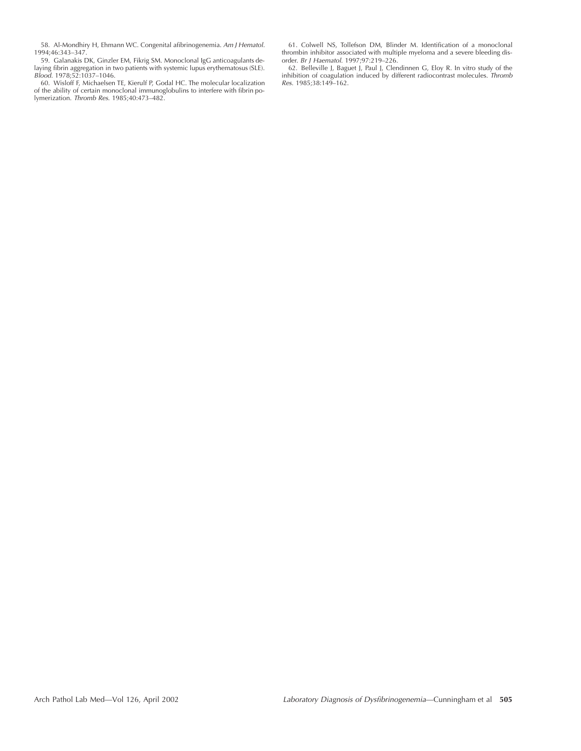58. Al-Mondhiry H, Ehmann WC. Congenital afibrinogenemia. *Am J Hematol.* 1994;46:343–347.

59. Galanakis DK, Ginzler EM, Fikrig SM. Monoclonal IgG anticoagulants delaying fibrin aggregation in two patients with systemic lupus erythematosus (SLE). *Blood.* 1978;52:1037–1046.

60. Wisloff F, Michaelsen TE, Kierulf P, Godal HC. The molecular localization of the ability of certain monoclonal immunoglobulins to interfere with fibrin polymerization. *Thromb Res.* 1985;40:473–482.

61. Colwell NS, Tollefson DM, Blinder M. Identification of a monoclonal thrombin inhibitor associated with multiple myeloma and a severe bleeding disorder. *Br J Haematol.* 1997;97:219–226.

62. Belleville J, Baguet J, Paul J, Clendinnen G, Eloy R. In vitro study of the inhibition of coagulation induced by different radiocontrast molecules. *Thromb Res.* 1985;38:149–162.